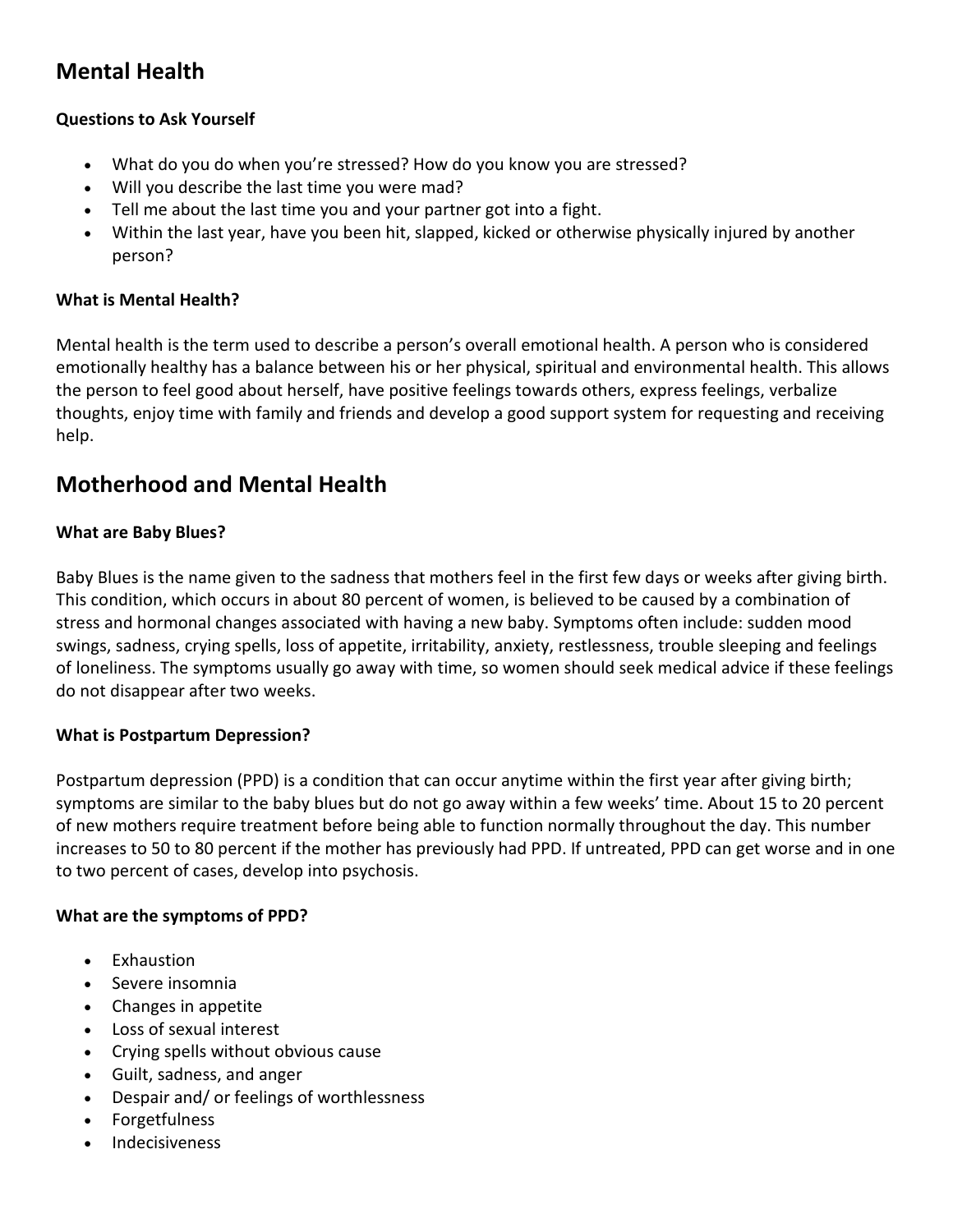## Mental Health

**Questions to Ask Yourself**

- What do you do when you're stressed? How do you know you are stressed?
- Will you describe the last time you were mad?
- Tell me about the last time you and your partner got into a fight.
- Within the last year, have you been hit, slapped, kicked or otherwise physically injured by another person?

**What is Mental Health?**

Mental health is the term used to describe a person's overall emotional health. A person who is considered emotionally healthy has a balance between his or her physical, spiritual and environmental health. This allows the person to feel good about herself, have positive feelings towards others, express feelings, verbalize thoughts, enjoy time with family and friends and develop a good support system for requesting and receiving help.

## Motherhood and Mental Health

**What are Baby Blues?**

Baby Blues is the name given to the sadness that mothers feel in the first few days or weeks after giving birth. This condition, which occurs in about 80 percent of women, is believed to be caused by a combination of stress and hormonal changes associated with having a new baby. Symptoms often include: sudden mood swings, sadness, crying spells, loss of appetite, irritability, anxiety, restlessness, trouble sleeping and feelings of loneliness. The symptoms usually go away with time, so women should seek medical advice if these feelings do not disappear after two weeks.

**What is Postpartum Depression?**

Postpartum depression (PPD) is a condition that can occur anytime within the first year after giving birth; symptoms are similar to the baby blues but do not go away within a few weeks' time. About 15 to 20 percent of new mothers require treatment before being able to function normally throughout the day. This number increases to 50 to 80 percent if the mother has previously had PPD. If untreated, PPD can get worse and in one to two percent of cases, develop into psychosis.

**What are the symptoms of PPD?**

- Exhaustion
- Severe insomnia
- Changes in appetite
- Loss of sexual interest
- Crying spells without obvious cause
- Guilt, sadness, and anger
- Despair and/ or feelings of worthlessness
- Forgetfulness
- Indecisiveness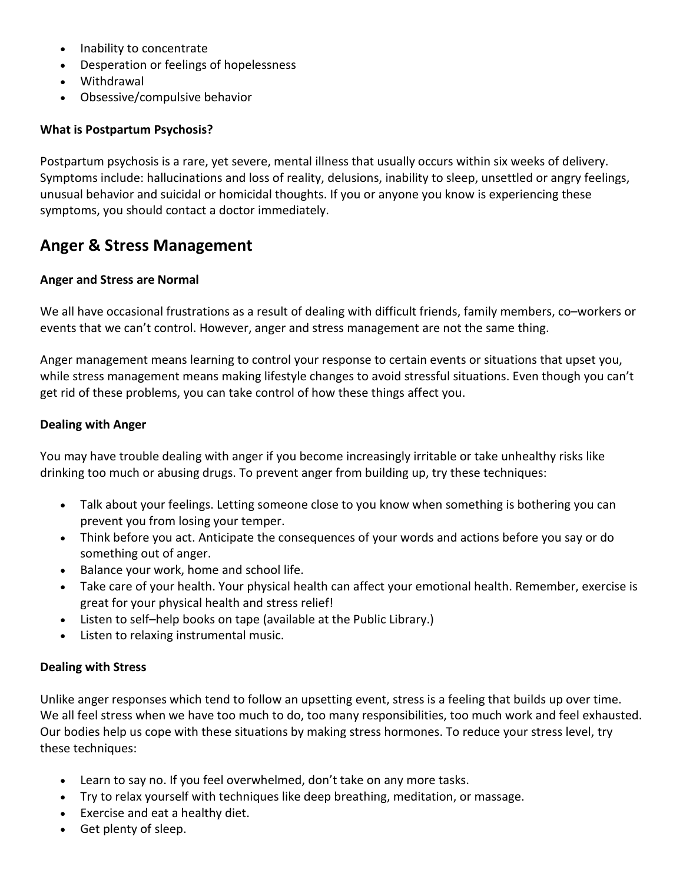- Inability to concentrate
- Desperation or feelings of hopelessness
- Withdrawal
- Obsessive/compulsive behavior

**What is Postpartum Psychosis?**

Postpartum psychosis is a rare, yet severe, mental illness that usually occurs within six weeks of delivery. Symptoms include: hallucinations and loss of reality, delusions, inability to sleep, unsettled or angry feelings, unusual behavior and suicidal or homicidal thoughts. If you or anyone you know is experiencing these symptoms, you should contact a doctor immediately.

## Anger & Stress Management

**Anger and Stress are Normal**

We all have occasional frustrations as a result of dealing with difficult friends, family members, co–workers or events that we can't control. However, anger and stress management are not the same thing.

Anger management means learning to control your response to certain events or situations that upset you, while stress management means making lifestyle changes to avoid stressful situations. Even though you can't get rid of these problems, you can take control of how these things affect you.

**Dealing with Anger**

You may have trouble dealing with anger if you become increasingly irritable or take unhealthy risks like drinking too much or abusing drugs. To prevent anger from building up, try these techniques:

- Talk about your feelings. Letting someone close to you know when something is bothering you can prevent you from losing your temper.
- Think before you act. Anticipate the consequences of your words and actions before you say or do something out of anger.
- Balance your work, home and school life.
- Take care of your health. Your physical health can affect your emotional health. Remember, exercise is great for your physical health and stress relief!
- Listen to self–help books on tape (available at the Public Library.)
- Listen to relaxing instrumental music.

**Dealing with Stress**

Unlike anger responses which tend to follow an upsetting event, stress is a feeling that builds up over time. We all feel stress when we have too much to do, too many responsibilities, too much work and feel exhausted. Our bodies help us cope with these situations by making stress hormones. To reduce your stress level, try these techniques:

- Learn to say no. If you feel overwhelmed, don't take on any more tasks.
- Try to relax yourself with techniques like deep breathing, meditation, or massage.
- Exercise and eat a healthy diet.
- Get plenty of sleep.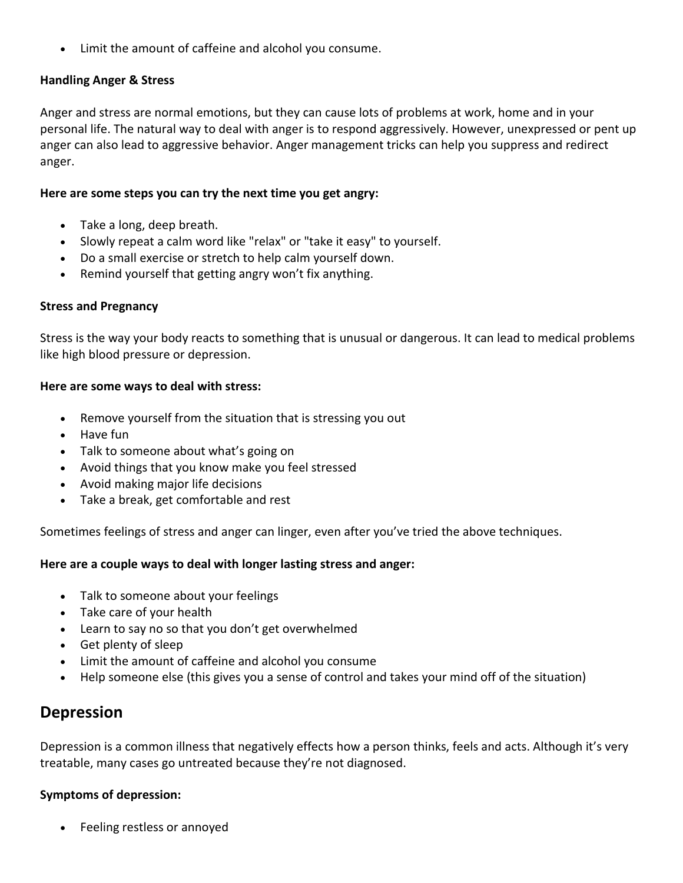- Limit the amount of caffeine and alcohol you consume.

**Handling Anger & Stress**

Anger and stress are normal emotions, but they can cause lots of problems at work, home and in your personal life. The natural way to deal with anger is to respond aggressively. However, unexpressed or pent up anger can also lead to aggressive behavior. Anger management tricks can help you suppress and redirect anger.

**Here are some steps you can try the next time you get angry:**

- Take a long, deep breath.
- Slowly repeat a calm word like "relax" or "take it easy" to yourself.
- Do a small exercise or stretch to help calm yourself down.
- Remind yourself that getting angry won't fix anything.

**Stress and Pregnancy**

Stress is the way your body reacts to something that is unusual or dangerous. It can lead to medical problems like high blood pressure or depression.

**Here are some ways to deal with stress:**

- Remove yourself from the situation that is stressing you out
- Have fun
- Talk to someone about what's going on
- Avoid things that you know make you feel stressed
- Avoid making major life decisions
- Take a break, get comfortable and rest

Sometimes feelings of stress and anger can linger, even after you've tried the above techniques.

**Here are a couple ways to deal with longer lasting stress and anger:**

- Talk to someone about your feelings
- Take care of your health
- Learn to say no so that you don't get overwhelmed
- Get plenty of sleep
- Limit the amount of caffeine and alcohol you consume
- Help someone else (this gives you a sense of control and takes your mind off of the situation)

## Depression

Depression is a common illness that negatively effects how a person thinks, feels and acts. Although it's very treatable, many cases go untreated because they're not diagnosed.

**Symptoms of depression:**

- Feeling restless or annoyed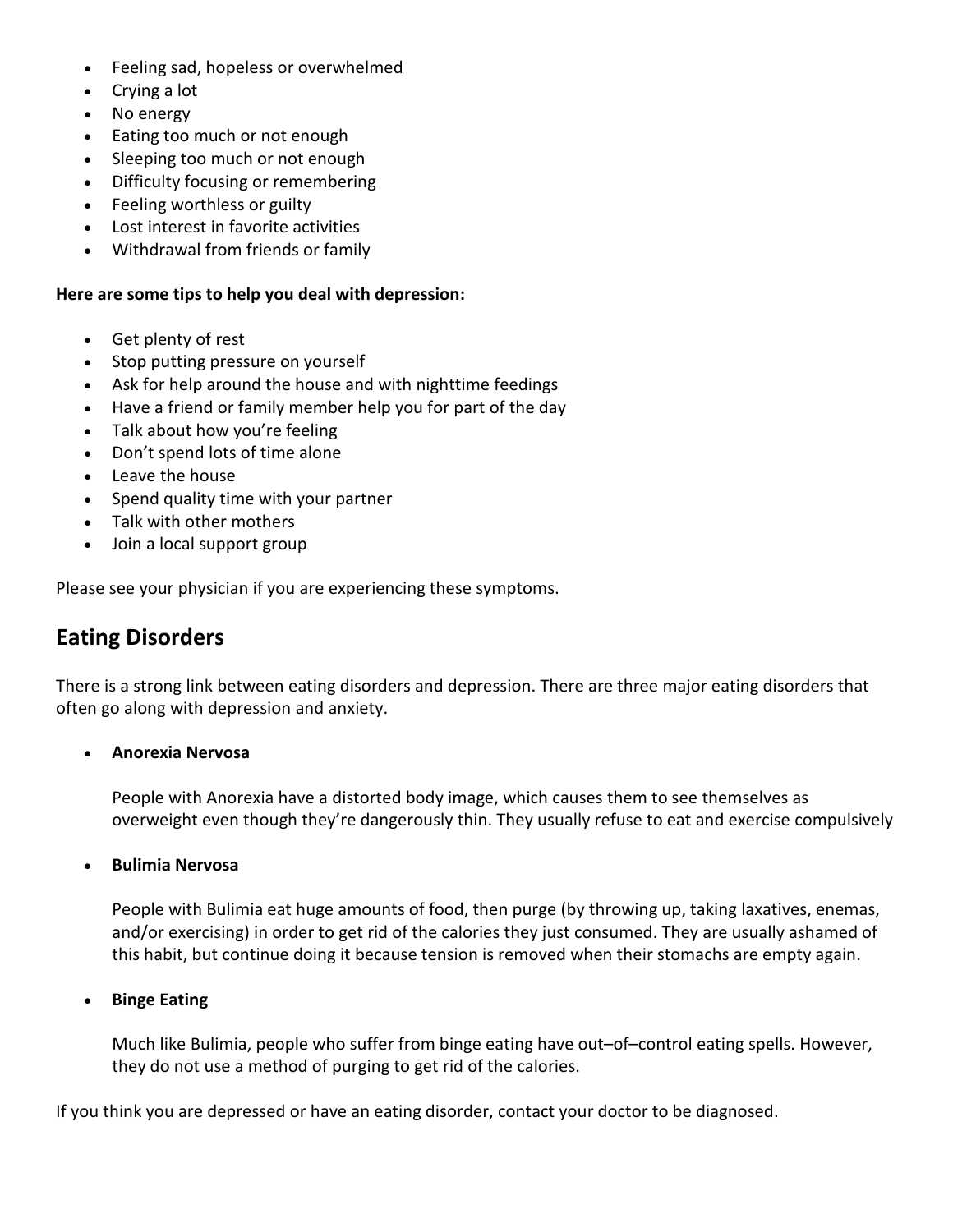- Feeling sad, hopeless or overwhelmed
- Crying a lot
- No energy
- Eating too much or not enough
- Sleeping too much or not enough
- Difficulty focusing or remembering
- Feeling worthless or guilty
- Lost interest in favorite activities
- Withdrawal from friends or family

**Here are some tips to help you deal with depression:**

- Get plenty of rest
- Stop putting pressure on yourself
- Ask for help around the house and with nighttime feedings
- Have a friend or family member help you for part of the day
- Talk about how you're feeling
- Don't spend lots of time alone
- Leave the house
- Spend quality time with your partner
- Talk with other mothers
- Join a local support group

Please see your physician if you are experiencing these symptoms.

## Eating Disorders

There is a strong link between eating disorders and depression. There are three major eating disorders that often go along with depression and anxiety.

- **Anorexia Nervosa**

  People with Anorexia have a distorted body image, which causes them to see themselves as overweight even though they're dangerously thin. They usually refuse to eat and exercise compulsively

- **Bulimia Nervosa**

  People with Bulimia eat huge amounts of food, then purge (by throwing up, taking laxatives, enemas, and/or exercising) in order to get rid of the calories they just consumed. They are usually ashamed of this habit, but continue doing it because tension is removed when their stomachs are empty again.

- **Binge Eating**

  Much like Bulimia, people who suffer from binge eating have out–of–control eating spells. However, they do not use a method of purging to get rid of the calories.

If you think you are depressed or have an eating disorder, contact your doctor to be diagnosed.